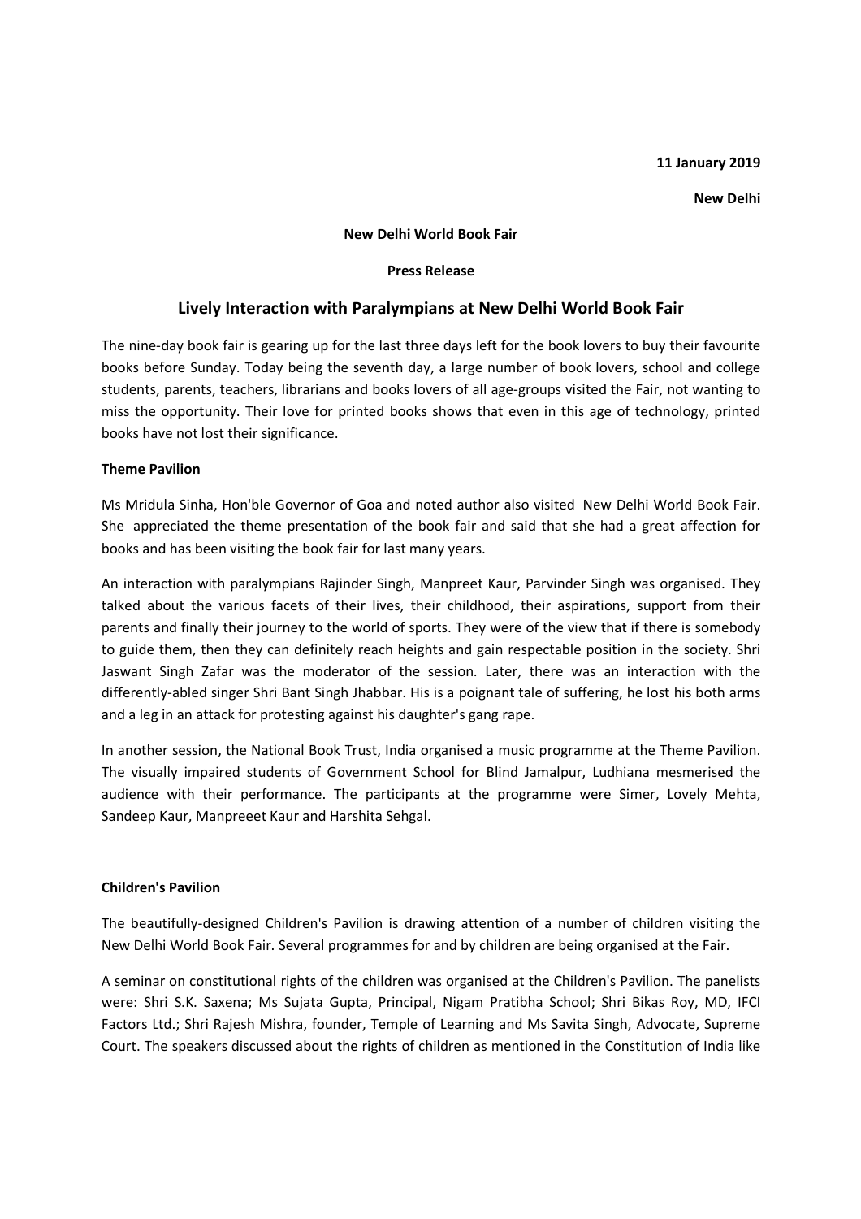**11 January 2019**

**New Delhi**

**New Delhi World Book Fair**

**Press Release**

# Lively Interaction with Paralympians at New Delhi World Book Fair

The nine-day book fair is gearing up for the last three days left for the book lovers to buy their favourite books before Sunday. Today being the seventh day, a large number of book lovers, school and college students, parents, teachers, librarians and books lovers of all age-groups visited the Fair, not wanting to miss the opportunity. Their love for printed books shows that even in this age of technology, printed books have not lost their significance.

**Theme Pavilion**

Ms Mridula Sinha, Hon'ble Governor of Goa and noted author also visited New Delhi World Book Fair. She appreciated the theme presentation of the book fair and said that she had a great affection for books and has been visiting the book fair for last many years.

An interaction with paralympians Rajinder Singh, Manpreet Kaur, Parvinder Singh was organised. They talked about the various facets of their lives, their childhood, their aspirations, support from their parents and finally their journey to the world of sports. They were of the view that if there is somebody to guide them, then they can definitely reach heights and gain respectable position in the society. Shri Jaswant Singh Zafar was the moderator of the session. Later, there was an interaction with the differently-abled singer Shri Bant Singh Jhabbar. His is a poignant tale of suffering, he lost his both arms and a leg in an attack for protesting against his daughter's gang rape.

In another session, the National Book Trust, India organised a music programme at the Theme Pavilion. The visually impaired students of Government School for Blind Jamalpur, Ludhiana mesmerised the audience with their performance. The participants at the programme were Simer, Lovely Mehta, Sandeep Kaur, Manpreeet Kaur and Harshita Sehgal.

**Children's Pavilion**

The beautifully-designed Children's Pavilion is drawing attention of a number of children visiting the New Delhi World Book Fair. Several programmes for and by children are being organised at the Fair.

A seminar on constitutional rights of the children was organised at the Children's Pavilion. The panelists were: Shri S.K. Saxena; Ms Sujata Gupta, Principal, Nigam Pratibha School; Shri Bikas Roy, MD, IFCI Factors Ltd.; Shri Rajesh Mishra, founder, Temple of Learning and Ms Savita Singh, Advocate, Supreme Court. The speakers discussed about the rights of children as mentioned in the Constitution of India like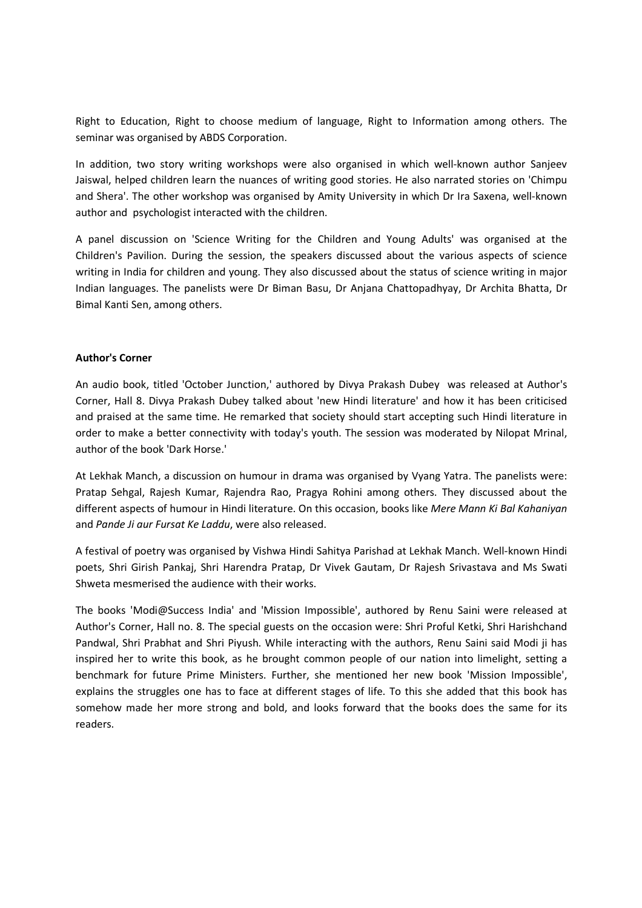Right to Education, Right to choose medium of language, Right to Information among others. The seminar was organised by ABDS Corporation.

In addition, two story writing workshops were also organised in which well-known author Sanjeev Jaiswal, helped children learn the nuances of writing good stories. He also narrated stories on 'Chimpu and Shera'. The other workshop was organised by Amity University in which Dr Ira Saxena, well-known author and psychologist interacted with the children.

A panel discussion on 'Science Writing for the Children and Young Adults' was organised at the Children's Pavilion. During the session, the speakers discussed about the various aspects of science writing in India for children and young. They also discussed about the status of science writing in major Indian languages. The panelists were Dr Biman Basu, Dr Anjana Chattopadhyay, Dr Archita Bhatta, Dr Bimal Kanti Sen, among others.

**Author's Corner**

An audio book, titled 'October Junction,' authored by Divya Prakash Dubey was released at Author's Corner, Hall 8. Divya Prakash Dubey talked about 'new Hindi literature' and how it has been criticised and praised at the same time. He remarked that society should start accepting such Hindi literature in order to make a better connectivity with today's youth. The session was moderated by Nilopat Mrinal, author of the book 'Dark Horse.'

At Lekhak Manch, a discussion on humour in drama was organised by Vyang Yatra. The panelists were: Pratap Sehgal, Rajesh Kumar, Rajendra Rao, Pragya Rohini among others. They discussed about the different aspects of humour in Hindi literature. On this occasion, books like *Mere Mann Ki Bal Kahaniyan* and *Pande Ji aur Fursat Ke Laddu*, were also released.

A festival of poetry was organised by Vishwa Hindi Sahitya Parishad at Lekhak Manch. Well-known Hindi poets, Shri Girish Pankaj, Shri Harendra Pratap, Dr Vivek Gautam, Dr Rajesh Srivastava and Ms Swati Shweta mesmerised the audience with their works.

The books 'Modi@Success India' and 'Mission Impossible', authored by Renu Saini were released at Author's Corner, Hall no. 8. The special guests on the occasion were: Shri Proful Ketki, Shri Harishchand Pandwal, Shri Prabhat and Shri Piyush. While interacting with the authors, Renu Saini said Modi ji has inspired her to write this book, as he brought common people of our nation into limelight, setting a benchmark for future Prime Ministers. Further, she mentioned her new book 'Mission Impossible', explains the struggles one has to face at different stages of life. To this she added that this book has somehow made her more strong and bold, and looks forward that the books does the same for its readers.